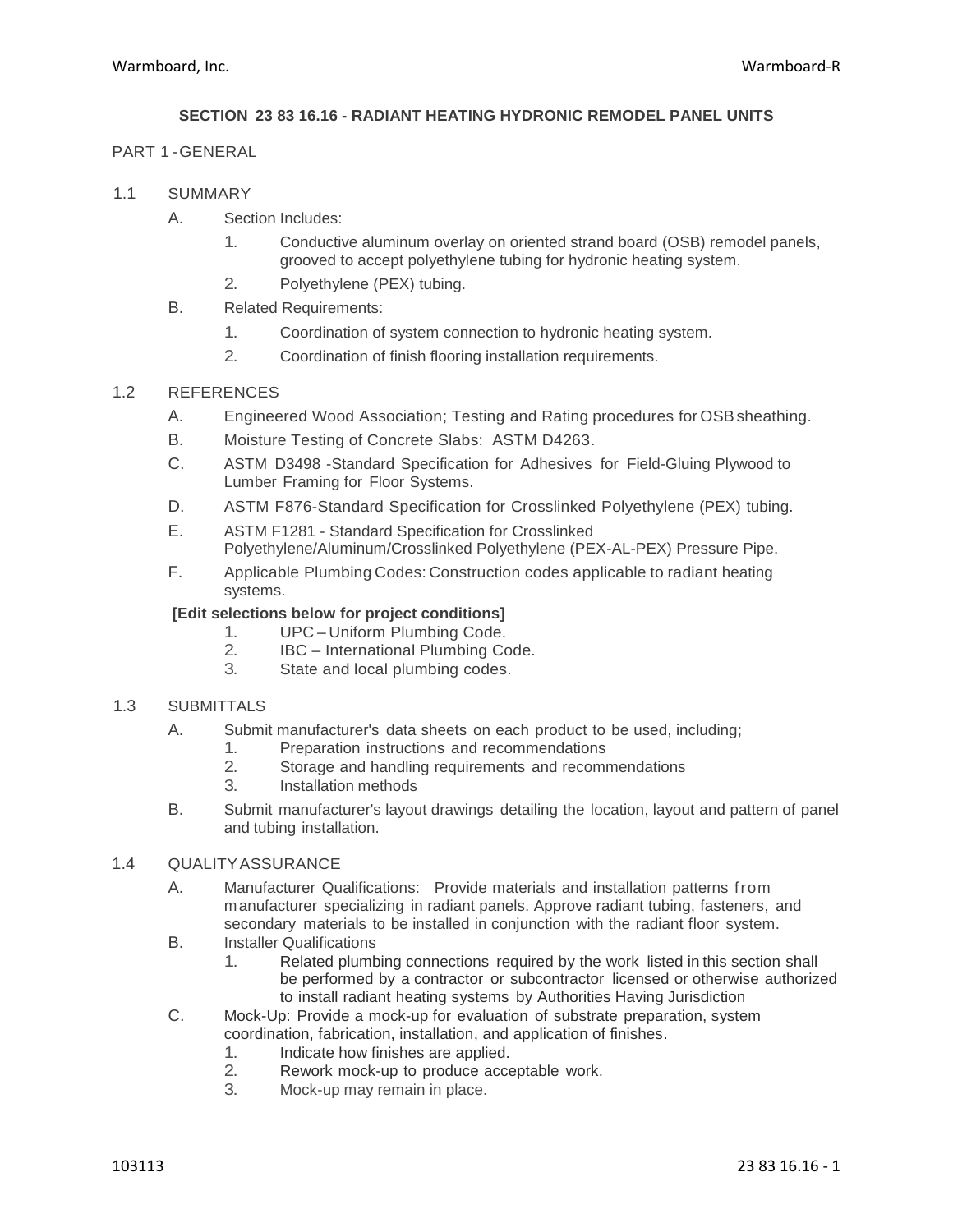## SECTION 23 83 16.16 - RADIANT HEATING HYDRONIC REMODEL PANEL UNITS

### PART 1 - GENERAL

#### 1.1 SUMMARY

A. Section Includes:

1. Conductive aluminum overlay on oriented strand board (OSB) remodel panels, grooved to accept polyethylene tubing for hydronic heating system.
2. Polyethylene (PEX) tubing.

B. Related Requirements:

1. Coordination of system connection to hydronic heating system.
2. Coordination of finish flooring installation requirements.

#### 1.2 REFERENCES

A. Engineered Wood Association; Testing and Rating procedures for OSB sheathing.

B. Moisture Testing of Concrete Slabs: ASTM D4263.

C. ASTM D3498 -Standard Specification for Adhesives for Field-Gluing Plywood to Lumber Framing for Floor Systems.

D. ASTM F876-Standard Specification for Crosslinked Polyethylene (PEX) tubing.

E. ASTM F1281 - Standard Specification for Crosslinked Polyethylene/Aluminum/Crosslinked Polyethylene (PEX-AL-PEX) Pressure Pipe.

F. Applicable Plumbing Codes: Construction codes applicable to radiant heating systems.

**[Edit selections below for project conditions]**

1. UPC – Uniform Plumbing Code.
2. IBC – International Plumbing Code.
3. State and local plumbing codes.

#### 1.3 SUBMITTALS

A. Submit manufacturer's data sheets on each product to be used, including;

1. Preparation instructions and recommendations
2. Storage and handling requirements and recommendations
3. Installation methods

B. Submit manufacturer's layout drawings detailing the location, layout and pattern of panel and tubing installation.

#### 1.4 QUALITY ASSURANCE

A. Manufacturer Qualifications: Provide materials and installation patterns from manufacturer specializing in radiant panels. Approve radiant tubing, fasteners, and secondary materials to be installed in conjunction with the radiant floor system.

B. Installer Qualifications

1. Related plumbing connections required by the work listed in this section shall be performed by a contractor or subcontractor licensed or otherwise authorized to install radiant heating systems by Authorities Having Jurisdiction

C. Mock-Up: Provide a mock-up for evaluation of substrate preparation, system coordination, fabrication, installation, and application of finishes.

1. Indicate how finishes are applied.
2. Rework mock-up to produce acceptable work.
3. Mock-up may remain in place.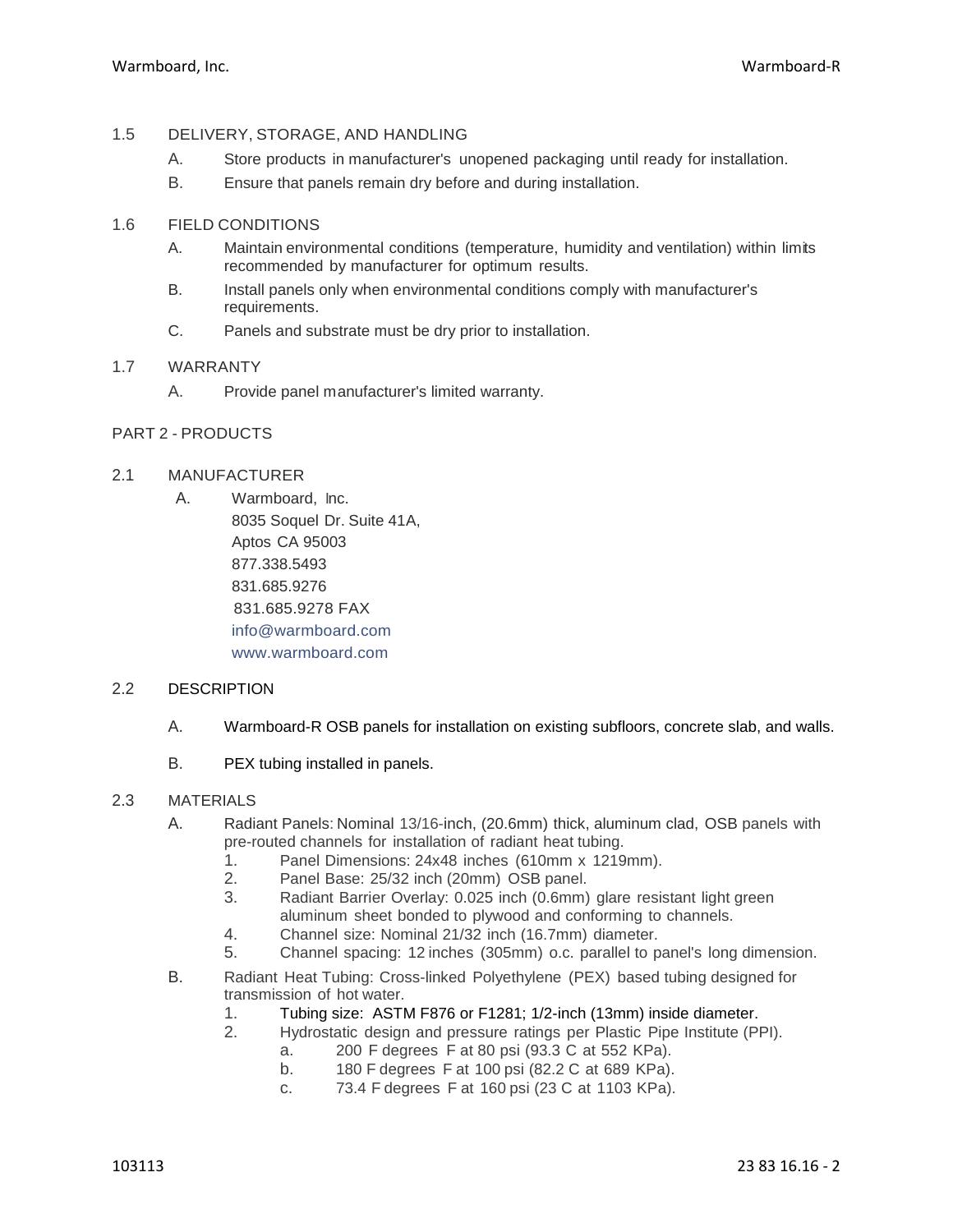1.5 DELIVERY, STORAGE, AND HANDLING

A. Store products in manufacturer's unopened packaging until ready for installation.

B. Ensure that panels remain dry before and during installation.

1.6 FIELD CONDITIONS

A. Maintain environmental conditions (temperature, humidity and ventilation) within limits recommended by manufacturer for optimum results.

B. Install panels only when environmental conditions comply with manufacturer's requirements.

C. Panels and substrate must be dry prior to installation.

1.7 WARRANTY

A. Provide panel manufacturer's limited warranty.

PART 2 - PRODUCTS

2.1 MANUFACTURER

A. Warmboard, Inc.
8035 Soquel Dr. Suite 41A,
Aptos CA 95003
877.338.5493
831.685.9276
831.685.9278 FAX
info@warmboard.com
www.warmboard.com

2.2 DESCRIPTION

A. Warmboard-R OSB panels for installation on existing subfloors, concrete slab, and walls.

B. PEX tubing installed in panels.

2.3 MATERIALS

A. Radiant Panels: Nominal 13/16-inch, (20.6mm) thick, aluminum clad, OSB panels with pre-routed channels for installation of radiant heat tubing.

1. Panel Dimensions: 24x48 inches (610mm x 1219mm).
2. Panel Base: 25/32 inch (20mm) OSB panel.
3. Radiant Barrier Overlay: 0.025 inch (0.6mm) glare resistant light green aluminum sheet bonded to plywood and conforming to channels.
4. Channel size: Nominal 21/32 inch (16.7mm) diameter.
5. Channel spacing: 12 inches (305mm) o.c. parallel to panel's long dimension.

B. Radiant Heat Tubing: Cross-linked Polyethylene (PEX) based tubing designed for transmission of hot water.

1. Tubing size: ASTM F876 or F1281; 1/2-inch (13mm) inside diameter.
2. Hydrostatic design and pressure ratings per Plastic Pipe Institute (PPI).
   a. 200 F degrees F at 80 psi (93.3 C at 552 KPa).
   b. 180 F degrees F at 100 psi (82.2 C at 689 KPa).
   c. 73.4 F degrees F at 160 psi (23 C at 1103 KPa).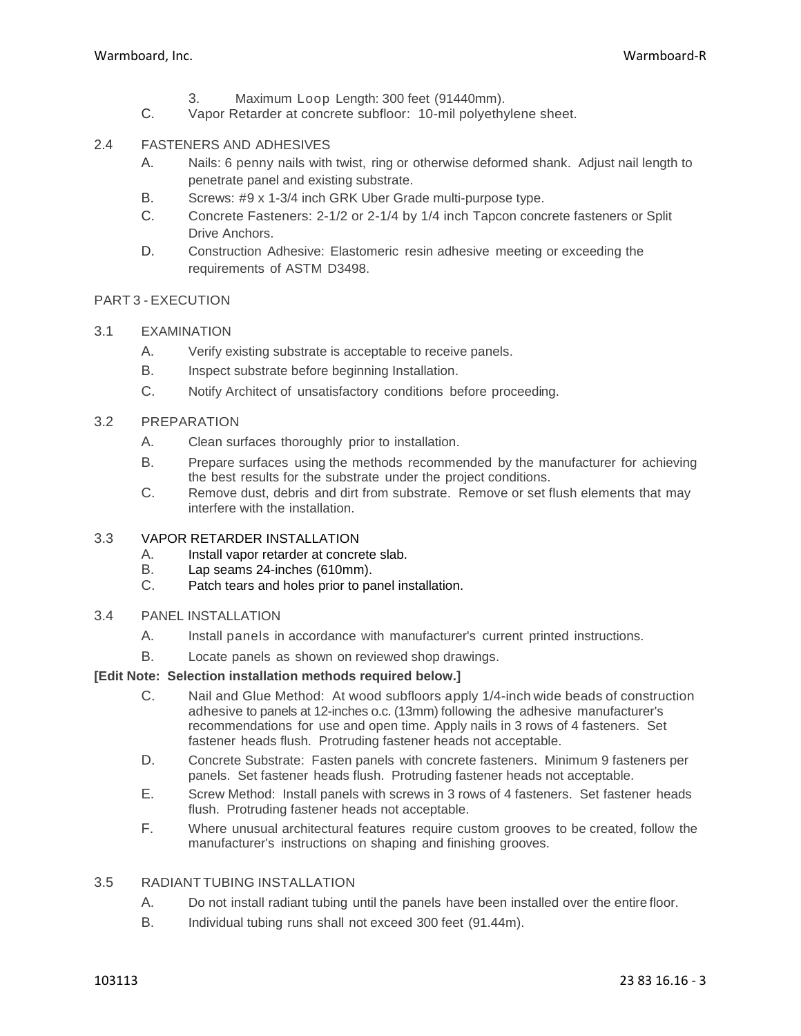3. Maximum Loop Length: 300 feet (91440mm).

C. Vapor Retarder at concrete subfloor: 10-mil polyethylene sheet.

## 2.4 FASTENERS AND ADHESIVES

A. Nails: 6 penny nails with twist, ring or otherwise deformed shank. Adjust nail length to penetrate panel and existing substrate.

B. Screws: #9 x 1-3/4 inch GRK Uber Grade multi-purpose type.

C. Concrete Fasteners: 2-1/2 or 2-1/4 by 1/4 inch Tapcon concrete fasteners or Split Drive Anchors.

D. Construction Adhesive: Elastomeric resin adhesive meeting or exceeding the requirements of ASTM D3498.

# PART 3 - EXECUTION

## 3.1 EXAMINATION

A. Verify existing substrate is acceptable to receive panels.

B. Inspect substrate before beginning Installation.

C. Notify Architect of unsatisfactory conditions before proceeding.

## 3.2 PREPARATION

A. Clean surfaces thoroughly prior to installation.

B. Prepare surfaces using the methods recommended by the manufacturer for achieving the best results for the substrate under the project conditions.

C. Remove dust, debris and dirt from substrate. Remove or set flush elements that may interfere with the installation.

## 3.3 VAPOR RETARDER INSTALLATION

A. Install vapor retarder at concrete slab.

B. Lap seams 24-inches (610mm).

C. Patch tears and holes prior to panel installation.

## 3.4 PANEL INSTALLATION

A. Install panels in accordance with manufacturer's current printed instructions.

B. Locate panels as shown on reviewed shop drawings.

**[Edit Note: Selection installation methods required below.]**

C. Nail and Glue Method: At wood subfloors apply 1/4-inch wide beads of construction adhesive to panels at 12-inches o.c. (13mm) following the adhesive manufacturer's recommendations for use and open time. Apply nails in 3 rows of 4 fasteners. Set fastener heads flush. Protruding fastener heads not acceptable.

D. Concrete Substrate: Fasten panels with concrete fasteners. Minimum 9 fasteners per panels. Set fastener heads flush. Protruding fastener heads not acceptable.

E. Screw Method: Install panels with screws in 3 rows of 4 fasteners. Set fastener heads flush. Protruding fastener heads not acceptable.

F. Where unusual architectural features require custom grooves to be created, follow the manufacturer's instructions on shaping and finishing grooves.

## 3.5 RADIANT TUBING INSTALLATION

A. Do not install radiant tubing until the panels have been installed over the entire floor.

B. Individual tubing runs shall not exceed 300 feet (91.44m).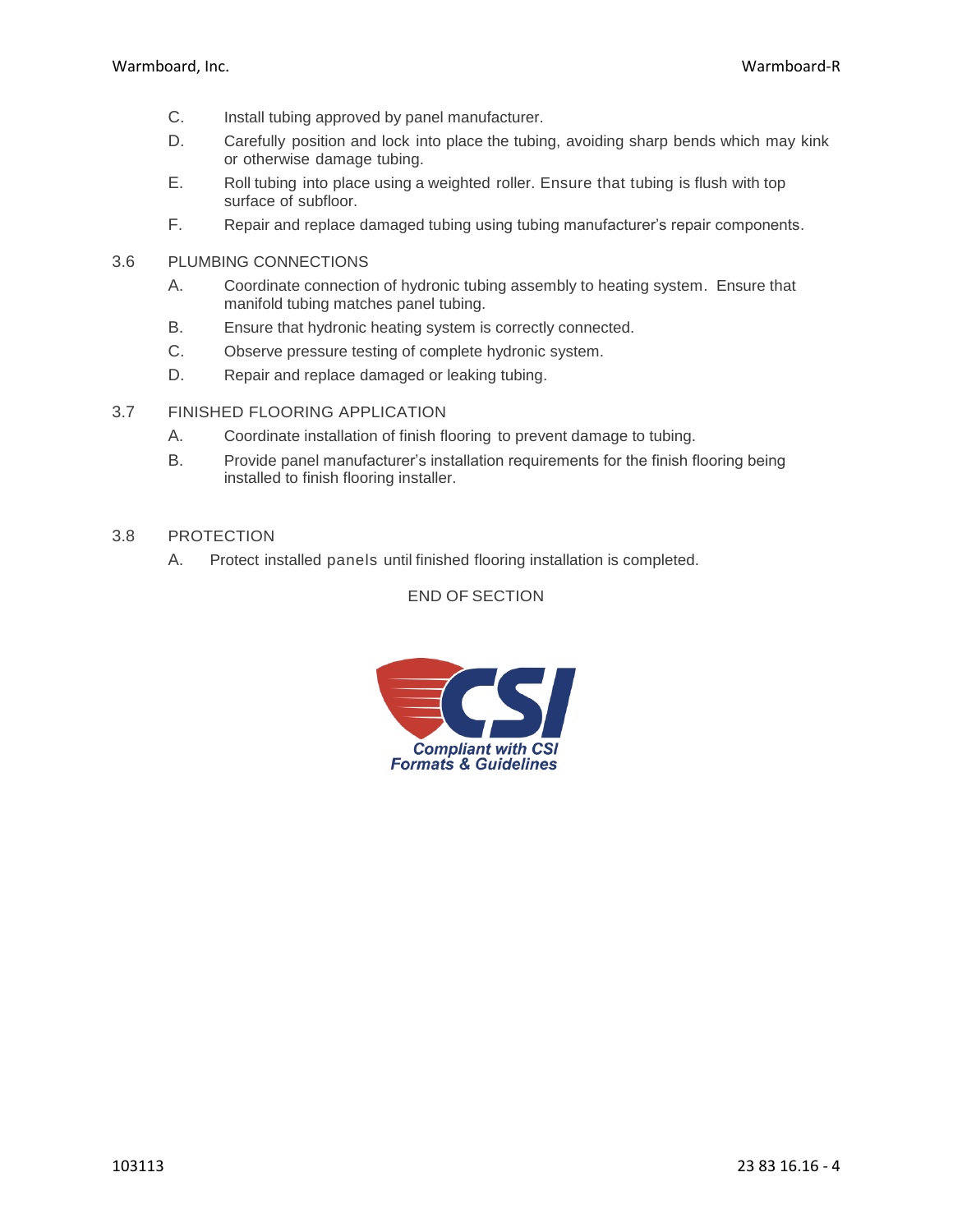C. Install tubing approved by panel manufacturer.

D. Carefully position and lock into place the tubing, avoiding sharp bends which may kink or otherwise damage tubing.

E. Roll tubing into place using a weighted roller. Ensure that tubing is flush with top surface of subfloor.

F. Repair and replace damaged tubing using tubing manufacturer's repair components.

3.6 PLUMBING CONNECTIONS

A. Coordinate connection of hydronic tubing assembly to heating system. Ensure that manifold tubing matches panel tubing.

B. Ensure that hydronic heating system is correctly connected.

C. Observe pressure testing of complete hydronic system.

D. Repair and replace damaged or leaking tubing.

3.7 FINISHED FLOORING APPLICATION

A. Coordinate installation of finish flooring to prevent damage to tubing.

B. Provide panel manufacturer's installation requirements for the finish flooring being installed to finish flooring installer.

3.8 PROTECTION

A. Protect installed panels until finished flooring installation is completed.

END OF SECTION

CSI

Compliant with CSI Formats & Guidelines